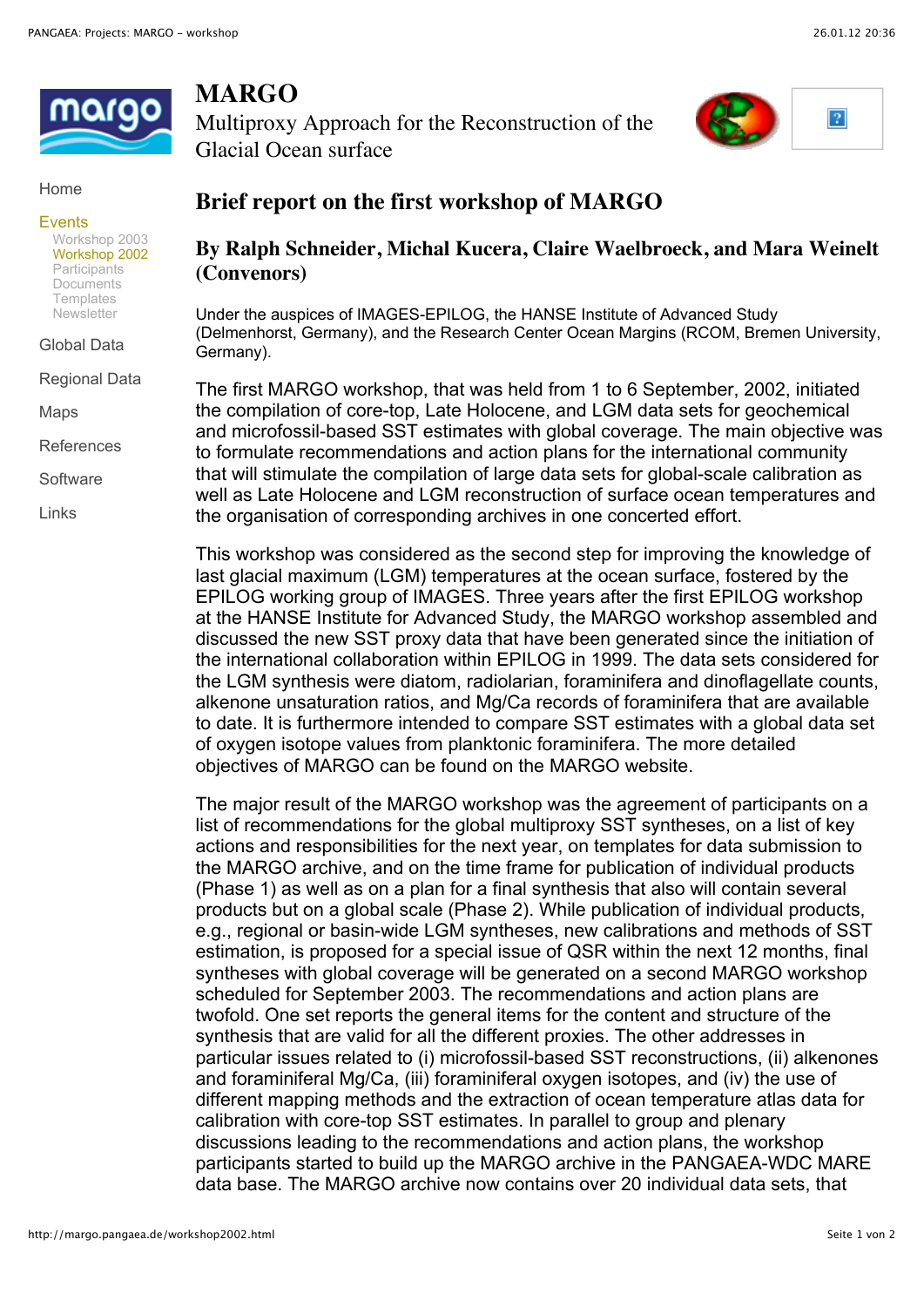# MARGO

Multiproxy Approach for the Reconstruction of the Glacial Ocean surface

Home

Events
- Workshop 2003
- Workshop 2002
- Participants
- Documents
- Templates
- Newsletter

Global Data

Regional Data

Maps

References

Software

Links

## Brief report on the first workshop of MARGO

### By Ralph Schneider, Michal Kucera, Claire Waelbroeck, and Mara Weinelt (Convenors)

Under the auspices of IMAGES-EPILOG, the HANSE Institute of Advanced Study (Delmenhorst, Germany), and the Research Center Ocean Margins (RCOM, Bremen University, Germany).

The first MARGO workshop, that was held from 1 to 6 September, 2002, initiated the compilation of core-top, Late Holocene, and LGM data sets for geochemical and microfossil-based SST estimates with global coverage. The main objective was to formulate recommendations and action plans for the international community that will stimulate the compilation of large data sets for global-scale calibration as well as Late Holocene and LGM reconstruction of surface ocean temperatures and the organisation of corresponding archives in one concerted effort.

This workshop was considered as the second step for improving the knowledge of last glacial maximum (LGM) temperatures at the ocean surface, fostered by the EPILOG working group of IMAGES. Three years after the first EPILOG workshop at the HANSE Institute for Advanced Study, the MARGO workshop assembled and discussed the new SST proxy data that have been generated since the initiation of the international collaboration within EPILOG in 1999. The data sets considered for the LGM synthesis were diatom, radiolarian, foraminifera and dinoflagellate counts, alkenone unsaturation ratios, and Mg/Ca records of foraminifera that are available to date. It is furthermore intended to compare SST estimates with a global data set of oxygen isotope values from planktonic foraminifera. The more detailed objectives of MARGO can be found on the MARGO website.

The major result of the MARGO workshop was the agreement of participants on a list of recommendations for the global multiproxy SST syntheses, on a list of key actions and responsibilities for the next year, on templates for data submission to the MARGO archive, and on the time frame for publication of individual products (Phase 1) as well as on a plan for a final synthesis that also will contain several products but on a global scale (Phase 2). While publication of individual products, e.g., regional or basin-wide LGM syntheses, new calibrations and methods of SST estimation, is proposed for a special issue of QSR within the next 12 months, final syntheses with global coverage will be generated on a second MARGO workshop scheduled for September 2003. The recommendations and action plans are twofold. One set reports the general items for the content and structure of the synthesis that are valid for all the different proxies. The other addresses in particular issues related to (i) microfossil-based SST reconstructions, (ii) alkenones and foraminiferal Mg/Ca, (iii) foraminiferal oxygen isotopes, and (iv) the use of different mapping methods and the extraction of ocean temperature atlas data for calibration with core-top SST estimates. In parallel to group and plenary discussions leading to the recommendations and action plans, the workshop participants started to build up the MARGO archive in the PANGAEA-WDC MARE data base. The MARGO archive now contains over 20 individual data sets, that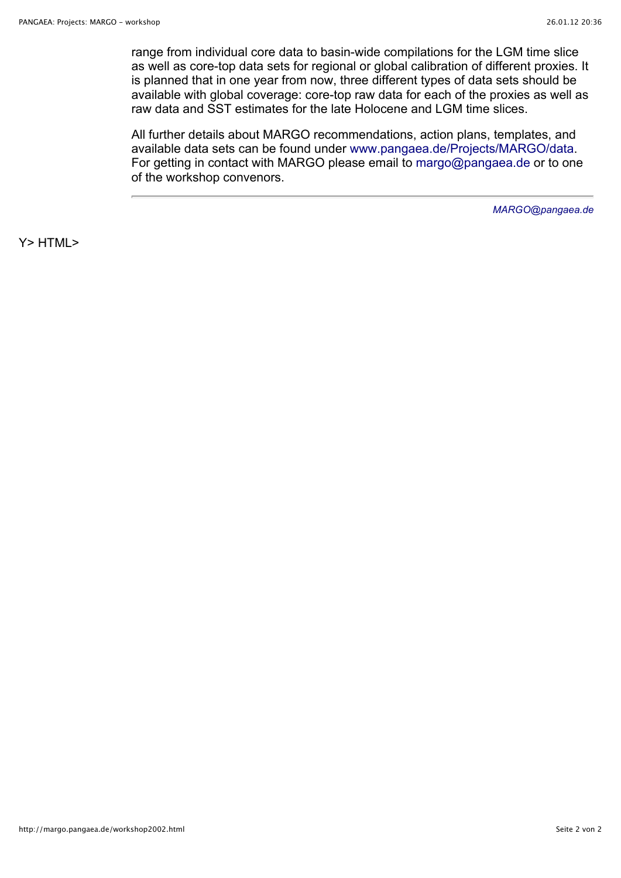range from individual core data to basin-wide compilations for the LGM time slice as well as core-top data sets for regional or global calibration of different proxies. It is planned that in one year from now, three different types of data sets should be available with global coverage: core-top raw data for each of the proxies as well as raw data and SST estimates for the late Holocene and LGM time slices.

All further details about MARGO recommendations, action plans, templates, and available data sets can be found under www.pangaea.de/Projects/MARGO/data. For getting in contact with MARGO please email to margo@pangaea.de or to one of the workshop convenors.

---

*MARGO@pangaea.de*

Y> HTML>